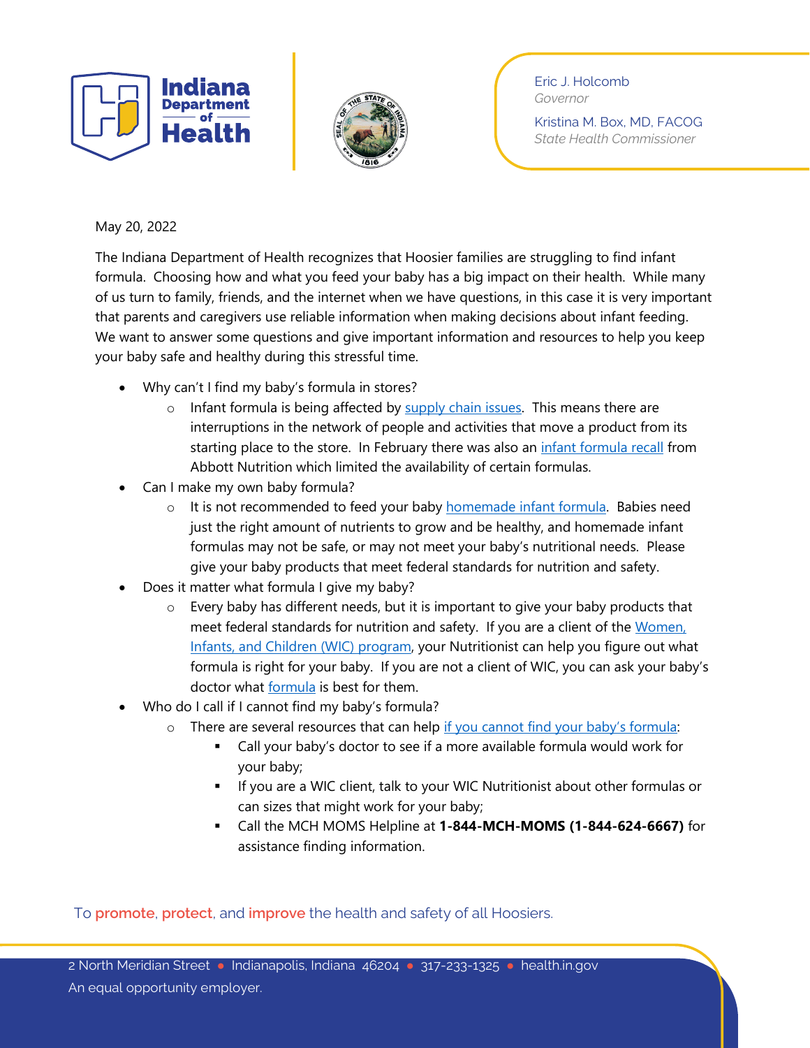Indiana Department of Health

Eric J. Holcomb
*Governor*

Kristina M. Box, MD, FACOG
*State Health Commissioner*

May 20, 2022

The Indiana Department of Health recognizes that Hoosier families are struggling to find infant formula. Choosing how and what you feed your baby has a big impact on their health. While many of us turn to family, friends, and the internet when we have questions, in this case it is very important that parents and caregivers use reliable information when making decisions about infant feeding. We want to answer some questions and give important information and resources to help you keep your baby safe and healthy during this stressful time.

- Why can't I find my baby's formula in stores?
  - Infant formula is being affected by supply chain issues. This means there are interruptions in the network of people and activities that move a product from its starting place to the store. In February there was also an infant formula recall from Abbott Nutrition which limited the availability of certain formulas.
- Can I make my own baby formula?
  - It is not recommended to feed your baby homemade infant formula. Babies need just the right amount of nutrients to grow and be healthy, and homemade infant formulas may not be safe, or may not meet your baby's nutritional needs. Please give your baby products that meet federal standards for nutrition and safety.
- Does it matter what formula I give my baby?
  - Every baby has different needs, but it is important to give your baby products that meet federal standards for nutrition and safety. If you are a client of the Women, Infants, and Children (WIC) program, your Nutritionist can help you figure out what formula is right for your baby. If you are not a client of WIC, you can ask your baby's doctor what formula is best for them.
- Who do I call if I cannot find my baby's formula?
  - There are several resources that can help if you cannot find your baby's formula:
    - Call your baby's doctor to see if a more available formula would work for your baby;
    - If you are a WIC client, talk to your WIC Nutritionist about other formulas or can sizes that might work for your baby;
    - Call the MCH MOMS Helpline at **1-844-MCH-MOMS (1-844-624-6667)** for assistance finding information.

To promote, protect, and improve the health and safety of all Hoosiers.

2 North Meridian Street • Indianapolis, Indiana 46204 • 317-233-1325 • health.in.gov
An equal opportunity employer.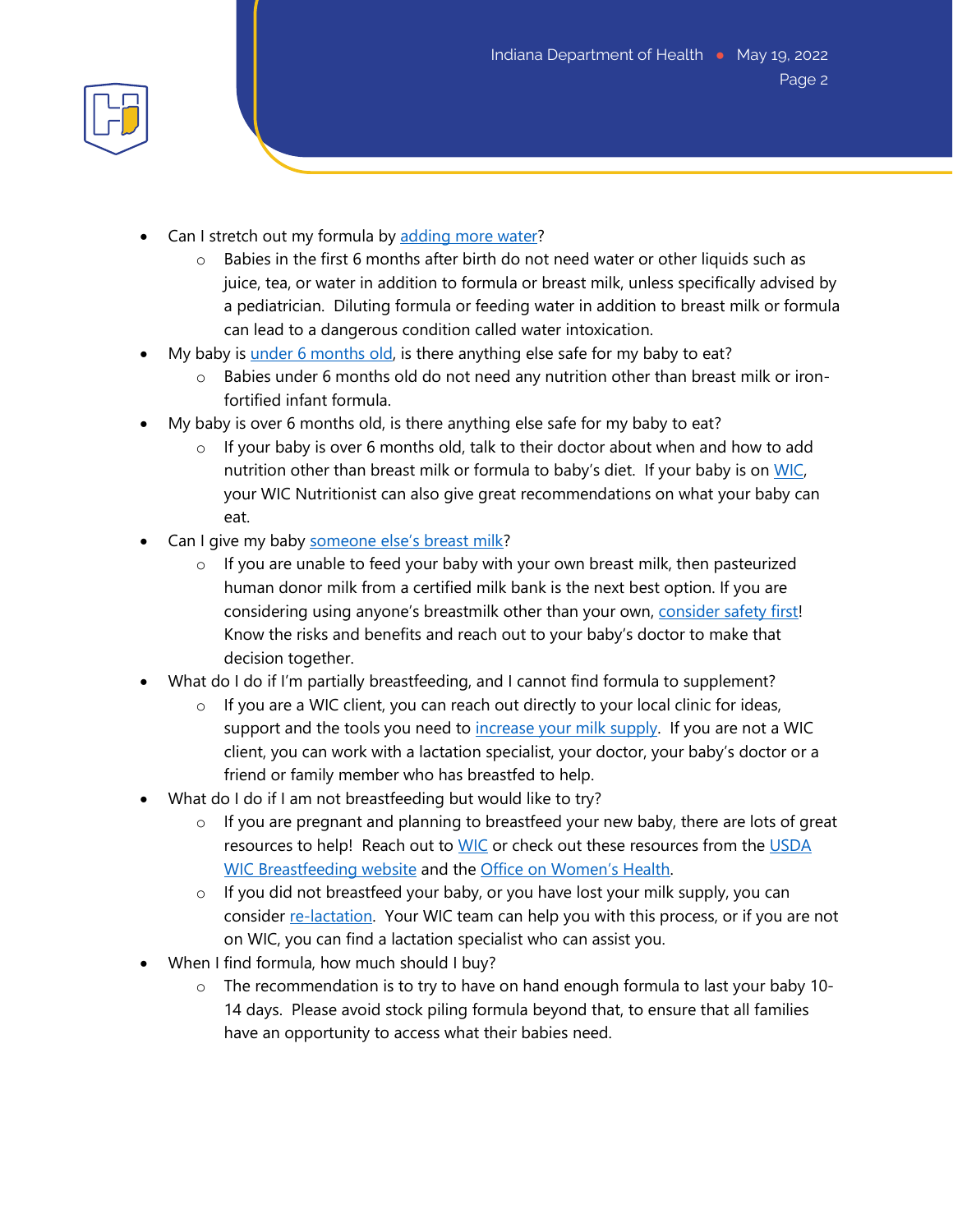- Can I stretch out my formula by adding more water?
  - Babies in the first 6 months after birth do not need water or other liquids such as juice, tea, or water in addition to formula or breast milk, unless specifically advised by a pediatrician. Diluting formula or feeding water in addition to breast milk or formula can lead to a dangerous condition called water intoxication.
- My baby is under 6 months old, is there anything else safe for my baby to eat?
  - Babies under 6 months old do not need any nutrition other than breast milk or iron-fortified infant formula.
- My baby is over 6 months old, is there anything else safe for my baby to eat?
  - If your baby is over 6 months old, talk to their doctor about when and how to add nutrition other than breast milk or formula to baby's diet. If your baby is on WIC, your WIC Nutritionist can also give great recommendations on what your baby can eat.
- Can I give my baby someone else's breast milk?
  - If you are unable to feed your baby with your own breast milk, then pasteurized human donor milk from a certified milk bank is the next best option. If you are considering using anyone's breastmilk other than your own, consider safety first! Know the risks and benefits and reach out to your baby's doctor to make that decision together.
- What do I do if I'm partially breastfeeding, and I cannot find formula to supplement?
  - If you are a WIC client, you can reach out directly to your local clinic for ideas, support and the tools you need to increase your milk supply. If you are not a WIC client, you can work with a lactation specialist, your doctor, your baby's doctor or a friend or family member who has breastfed to help.
- What do I do if I am not breastfeeding but would like to try?
  - If you are pregnant and planning to breastfeed your new baby, there are lots of great resources to help! Reach out to WIC or check out these resources from the USDA WIC Breastfeeding website and the Office on Women's Health.
  - If you did not breastfeed your baby, or you have lost your milk supply, you can consider re-lactation. Your WIC team can help you with this process, or if you are not on WIC, you can find a lactation specialist who can assist you.
- When I find formula, how much should I buy?
  - The recommendation is to try to have on hand enough formula to last your baby 10-14 days. Please avoid stock piling formula beyond that, to ensure that all families have an opportunity to access what their babies need.